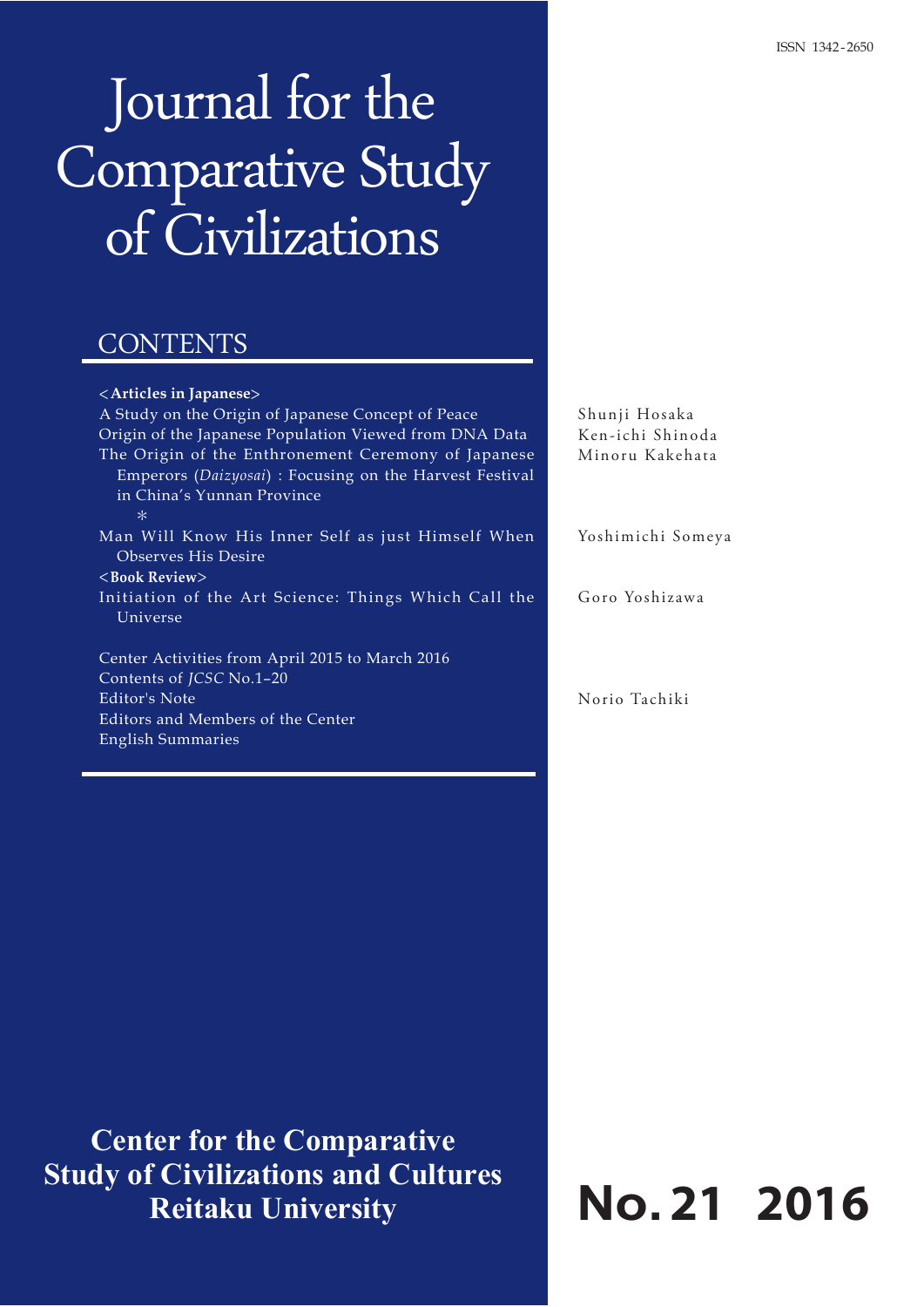ISSN 1342-2650

# Journal for the Comparative Study of Civilizations

## CONTENTS

**<Articles in Japanese>**

A Study on the Origin of Japanese Concept of Peace — Shunji Hosaka

Origin of the Japanese Population Viewed from DNA Data — Ken-ichi Shinoda

The Origin of the Enthronement Ceremony of Japanese Emperors (*Daizyosai*) : Focusing on the Harvest Festival in China's Yunnan Province — Minoru Kakehata

*

Man Will Know His Inner Self as just Himself When Observes His Desire — Yoshimichi Someya

**<Book Review>**

Initiation of the Art Science: Things Which Call the Universe — Goro Yoshizawa

Center Activities from April 2015 to March 2016

Contents of *JCSC* No.1–20

Editor's Note — Norio Tachiki

Editors and Members of the Center

English Summaries

**Center for the Comparative Study of Civilizations and Cultures**
**Reitaku University**

**No. 21 2016**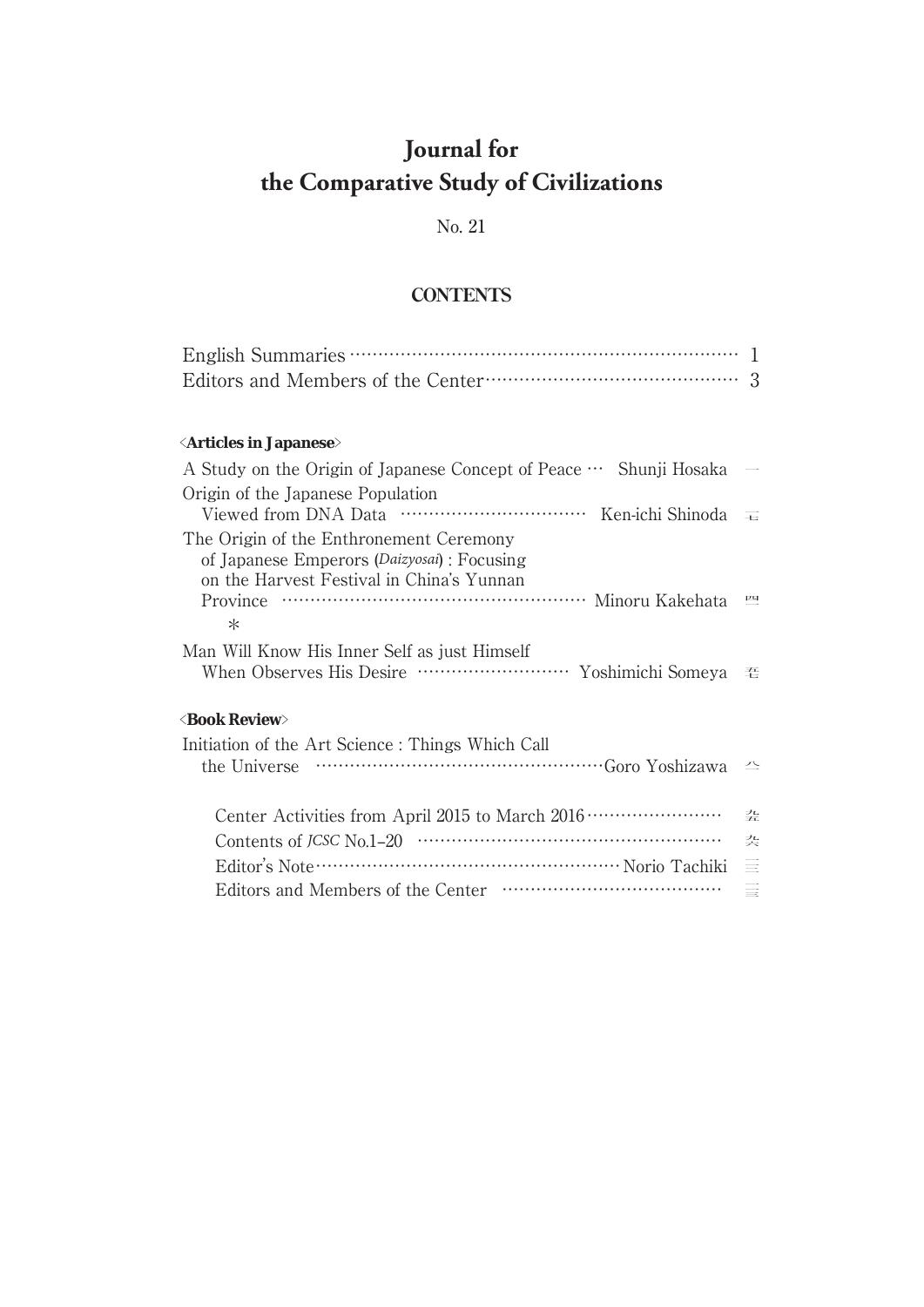# Journal for the Comparative Study of Civilizations

No. 21

## CONTENTS

English Summaries ………………………………………………………… 1
Editors and Members of the Center……………………………………… 3

**〈Articles in Japanese〉**

A Study on the Origin of Japanese Concept of Peace … Shunji Hosaka 一

Origin of the Japanese Population
Viewed from DNA Data …………………………… Ken-ichi Shinoda 三

The Origin of the Enthronement Ceremony
of Japanese Emperors (*Daizyosai*) : Focusing
on the Harvest Festival in China's Yunnan
Province ……………………………………………… Minoru Kakehata 四

＊

Man Will Know His Inner Self as just Himself
When Observes His Desire ……………………… Yoshimichi Someya 五

**〈Book Review〉**

Initiation of the Art Science : Things Which Call
the Universe ……………………………………………Goro Yoshizawa 八

Center Activities from April 2015 to March 2016…………………… 九
Contents of *JCSC* No.1–20 ……………………………………………… 九
Editor's Note………………………………………………Norio Tachiki 三
Editors and Members of the Center ………………………………… 三